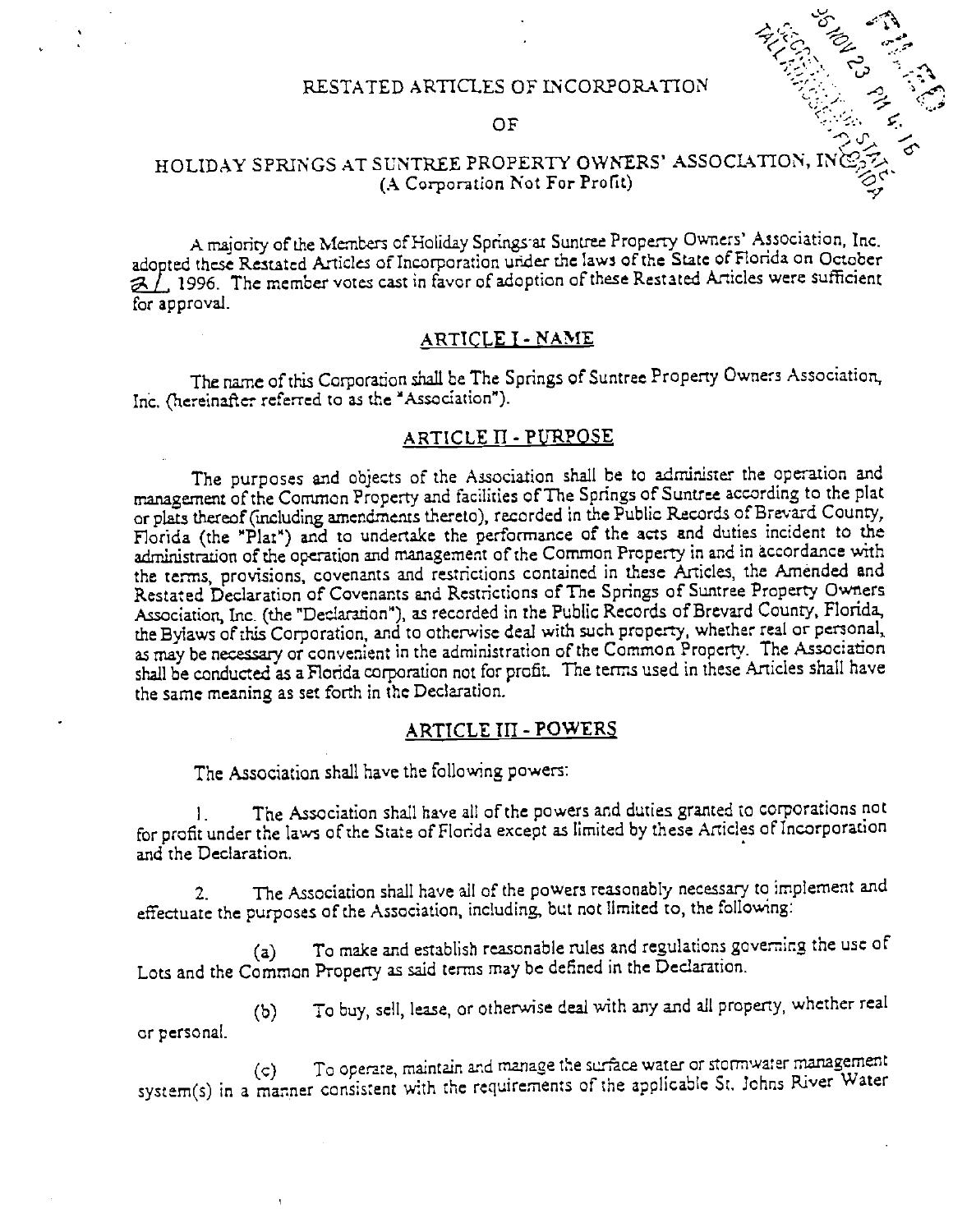# RESTATED ARTICLES OF INCORPORATION

## OF

## HOLIDAY SPRINGS AT SUNTREE PROPERTY OWNERS' ASSOCIATION, INC.
(A Corporation Not For Profit)

A majority of the Members of Holiday Springs at Suntree Property Owners' Association, Inc. adopted these Restated Articles of Incorporation under the laws of the State of Florida on October 21, 1996. The member votes cast in favor of adoption of these Restated Articles were sufficient for approval.

## ARTICLE I - NAME

The name of this Corporation shall be The Springs of Suntree Property Owners Association, Inc. (hereinafter referred to as the "Association").

## ARTICLE II - PURPOSE

The purposes and objects of the Association shall be to administer the operation and management of the Common Property and facilities of The Springs of Suntree according to the plat or plats thereof (including amendments thereto), recorded in the Public Records of Brevard County, Florida (the "Plat") and to undertake the performance of the acts and duties incident to the administration of the operation and management of the Common Property in and in accordance with the terms, provisions, covenants and restrictions contained in these Articles, the Amended and Restated Declaration of Covenants and Restrictions of The Springs of Suntree Property Owners Association, Inc. (the "Declaration"), as recorded in the Public Records of Brevard County, Florida, the Bylaws of this Corporation, and to otherwise deal with such property, whether real or personal, as may be necessary or convenient in the administration of the Common Property. The Association shall be conducted as a Florida corporation not for profit. The terms used in these Articles shall have the same meaning as set forth in the Declaration.

## ARTICLE III - POWERS

The Association shall have the following powers:

1. The Association shall have all of the powers and duties granted to corporations not for profit under the laws of the State of Florida except as limited by these Articles of Incorporation and the Declaration.

2. The Association shall have all of the powers reasonably necessary to implement and effectuate the purposes of the Association, including, but not limited to, the following:

   (a) To make and establish reasonable rules and regulations governing the use of Lots and the Common Property as said terms may be defined in the Declaration.

   (b) To buy, sell, lease, or otherwise deal with any and all property, whether real or personal.

   (c) To operate, maintain and manage the surface water or stormwater management system(s) in a manner consistent with the requirements of the applicable St. Johns River Water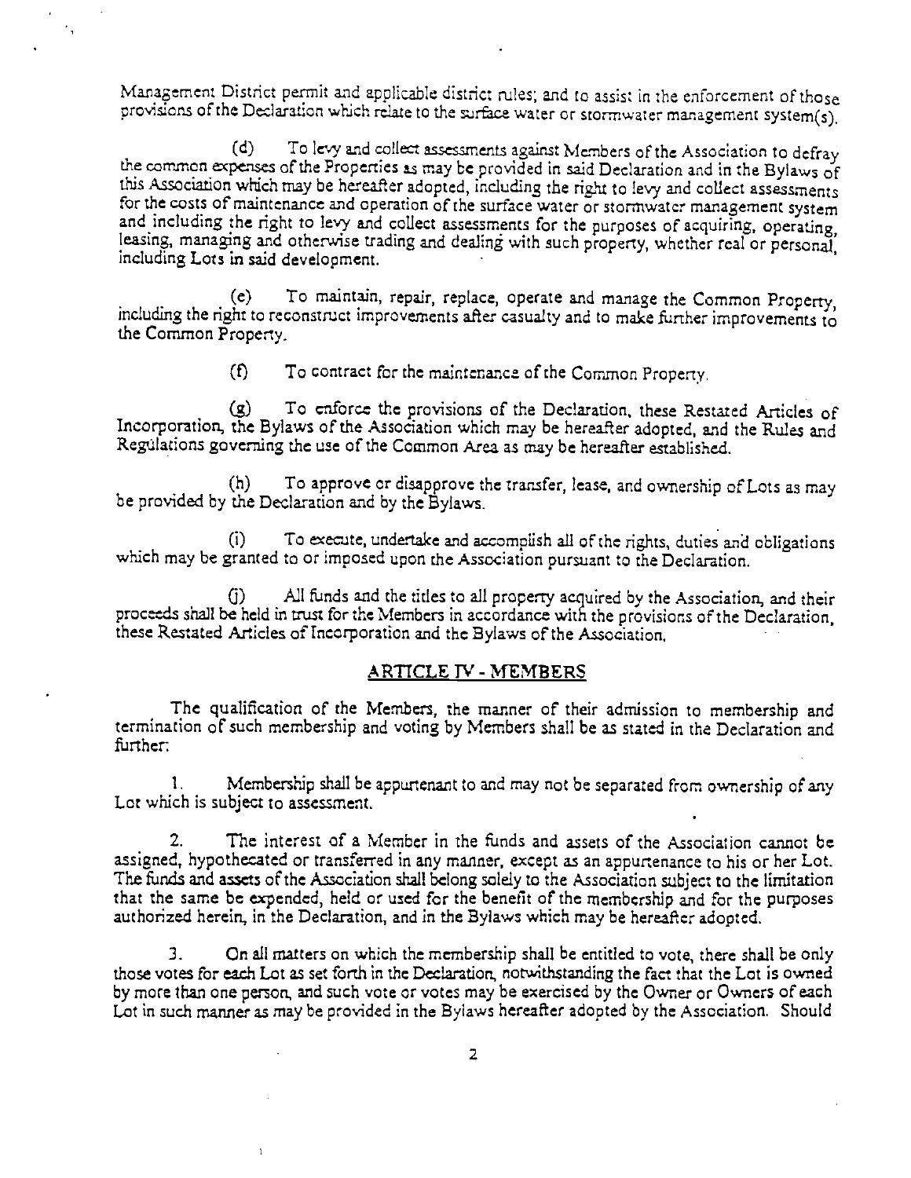Management District permit and applicable district rules; and to assist in the enforcement of those provisions of the Declaration which relate to the surface water or stormwater management system(s).

(d) To levy and collect assessments against Members of the Association to defray the common expenses of the Properties as may be provided in said Declaration and in the Bylaws of this Association which may be hereafter adopted, including the right to levy and collect assessments for the costs of maintenance and operation of the surface water or stormwater management system and including the right to levy and collect assessments for the purposes of acquiring, operating, leasing, managing and otherwise trading and dealing with such property, whether real or personal, including Lots in said development.

(e) To maintain, repair, replace, operate and manage the Common Property, including the right to reconstruct improvements after casualty and to make further improvements to the Common Property.

(f) To contract for the maintenance of the Common Property.

(g) To enforce the provisions of the Declaration, these Restated Articles of Incorporation, the Bylaws of the Association which may be hereafter adopted, and the Rules and Regulations governing the use of the Common Area as may be hereafter established.

(h) To approve or disapprove the transfer, lease, and ownership of Lots as may be provided by the Declaration and by the Bylaws.

(i) To execute, undertake and accomplish all of the rights, duties and obligations which may be granted to or imposed upon the Association pursuant to the Declaration.

(j) All funds and the titles to all property acquired by the Association, and their proceeds shall be held in trust for the Members in accordance with the provisions of the Declaration, these Restated Articles of Incorporation and the Bylaws of the Association.

## ARTICLE IV - MEMBERS

The qualification of the Members, the manner of their admission to membership and termination of such membership and voting by Members shall be as stated in the Declaration and further:

1. Membership shall be appurtenant to and may not be separated from ownership of any Lot which is subject to assessment.

2. The interest of a Member in the funds and assets of the Association cannot be assigned, hypothecated or transferred in any manner, except as an appurtenance to his or her Lot. The funds and assets of the Association shall belong solely to the Association subject to the limitation that the same be expended, held or used for the benefit of the membership and for the purposes authorized herein, in the Declaration, and in the Bylaws which may be hereafter adopted.

3. On all matters on which the membership shall be entitled to vote, there shall be only those votes for each Lot as set forth in the Declaration, notwithstanding the fact that the Lot is owned by more than one person, and such vote or votes may be exercised by the Owner or Owners of each Lot in such manner as may be provided in the Bylaws hereafter adopted by the Association. Should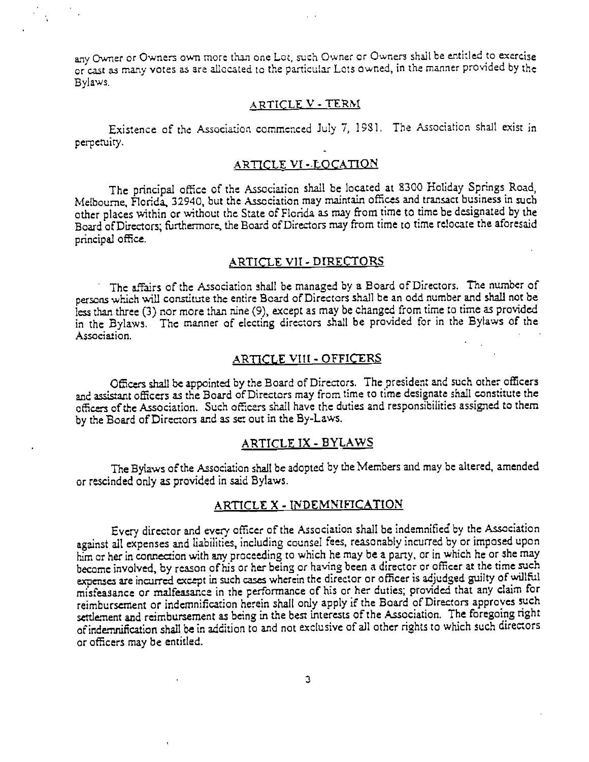any Owner or Owners own more than one Lot, such Owner or Owners shall be entitled to exercise or cast as many votes as are allocated to the particular Lots owned, in the manner provided by the Bylaws.

## ARTICLE V - TERM

Existence of the Association commenced July 7, 1981. The Association shall exist in perpetuity.

## ARTICLE VI - LOCATION

The principal office of the Association shall be located at 8300 Holiday Springs Road, Melbourne, Florida, 32940, but the Association may maintain offices and transact business in such other places within or without the State of Florida as may from time to time be designated by the Board of Directors; furthermore, the Board of Directors may from time to time relocate the aforesaid principal office.

## ARTICLE VII - DIRECTORS

The affairs of the Association shall be managed by a Board of Directors. The number of persons which will constitute the entire Board of Directors shall be an odd number and shall not be less than three (3) nor more than nine (9), except as may be changed from time to time as provided in the Bylaws. The manner of electing directors shall be provided for in the Bylaws of the Association.

## ARTICLE VIII - OFFICERS

Officers shall be appointed by the Board of Directors. The president and such other officers and assistant officers as the Board of Directors may from time to time designate shall constitute the officers of the Association. Such officers shall have the duties and responsibilities assigned to them by the Board of Directors and as set out in the By-Laws.

## ARTICLE IX - BYLAWS

The Bylaws of the Association shall be adopted by the Members and may be altered, amended or rescinded only as provided in said Bylaws.

## ARTICLE X - INDEMNIFICATION

Every director and every officer of the Association shall be indemnified by the Association against all expenses and liabilities, including counsel fees, reasonably incurred by or imposed upon him or her in connection with any proceeding to which he may be a party, or in which he or she may become involved, by reason of his or her being or having been a director or officer at the time such expenses are incurred except in such cases wherein the director or officer is adjudged guilty of willful misfeasance or malfeasance in the performance of his or her duties; provided that any claim for reimbursement or indemnification herein shall only apply if the Board of Directors approves such settlement and reimbursement as being in the best interests of the Association. The foregoing right of indemnification shall be in addition to and not exclusive of all other rights to which such directors or officers may be entitled.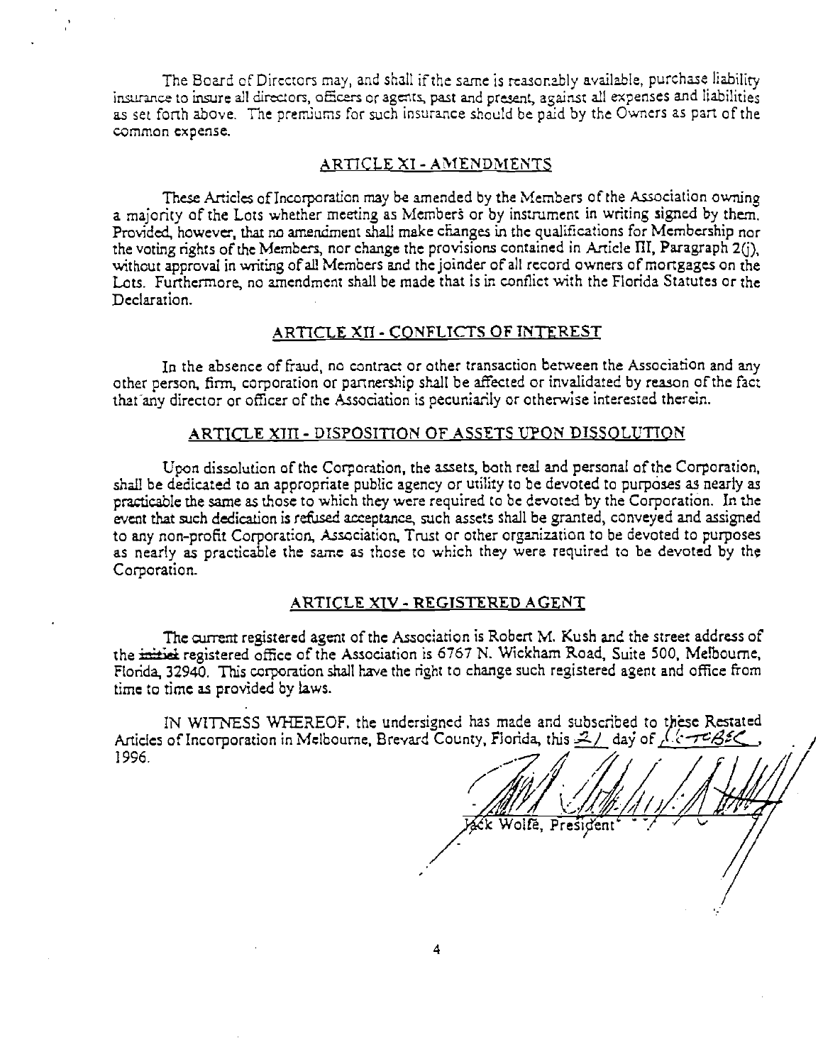The Board of Directors may, and shall if the same is reasonably available, purchase liability insurance to insure all directors, officers or agents, past and present, against all expenses and liabilities as set forth above. The premiums for such insurance should be paid by the Owners as part of the common expense.

## ARTICLE XI - AMENDMENTS

These Articles of Incorporation may be amended by the Members of the Association owning a majority of the Lots whether meeting as Members or by instrument in writing signed by them. Provided, however, that no amendment shall make changes in the qualifications for Membership nor the voting rights of the Members, nor change the provisions contained in Article III, Paragraph 2(j), without approval in writing of all Members and the joinder of all record owners of mortgages on the Lots. Furthermore, no amendment shall be made that is in conflict with the Florida Statutes or the Declaration.

## ARTICLE XII - CONFLICTS OF INTEREST

In the absence of fraud, no contract or other transaction between the Association and any other person, firm, corporation or partnership shall be affected or invalidated by reason of the fact that any director or officer of the Association is pecuniarily or otherwise interested therein.

## ARTICLE XIII - DISPOSITION OF ASSETS UPON DISSOLUTION

Upon dissolution of the Corporation, the assets, both real and personal of the Corporation, shall be dedicated to an appropriate public agency or utility to be devoted to purposes as nearly as practicable the same as those to which they were required to be devoted by the Corporation. In the event that such dedication is refused acceptance, such assets shall be granted, conveyed and assigned to any non-profit Corporation, Association, Trust or other organization to be devoted to purposes as nearly as practicable the same as those to which they were required to be devoted by the Corporation.

## ARTICLE XIV - REGISTERED AGENT

The current registered agent of the Association is Robert M. Kush and the street address of the ~~initial~~ registered office of the Association is 6767 N. Wickham Road, Suite 500, Melbourne, Florida, 32940. This corporation shall have the right to change such registered agent and office from time to time as provided by laws.

IN WITNESS WHEREOF, the undersigned has made and subscribed to these Restated Articles of Incorporation in Melbourne, Brevard County, Florida, this 21 day of October, 1996.

Jack Wolfe, President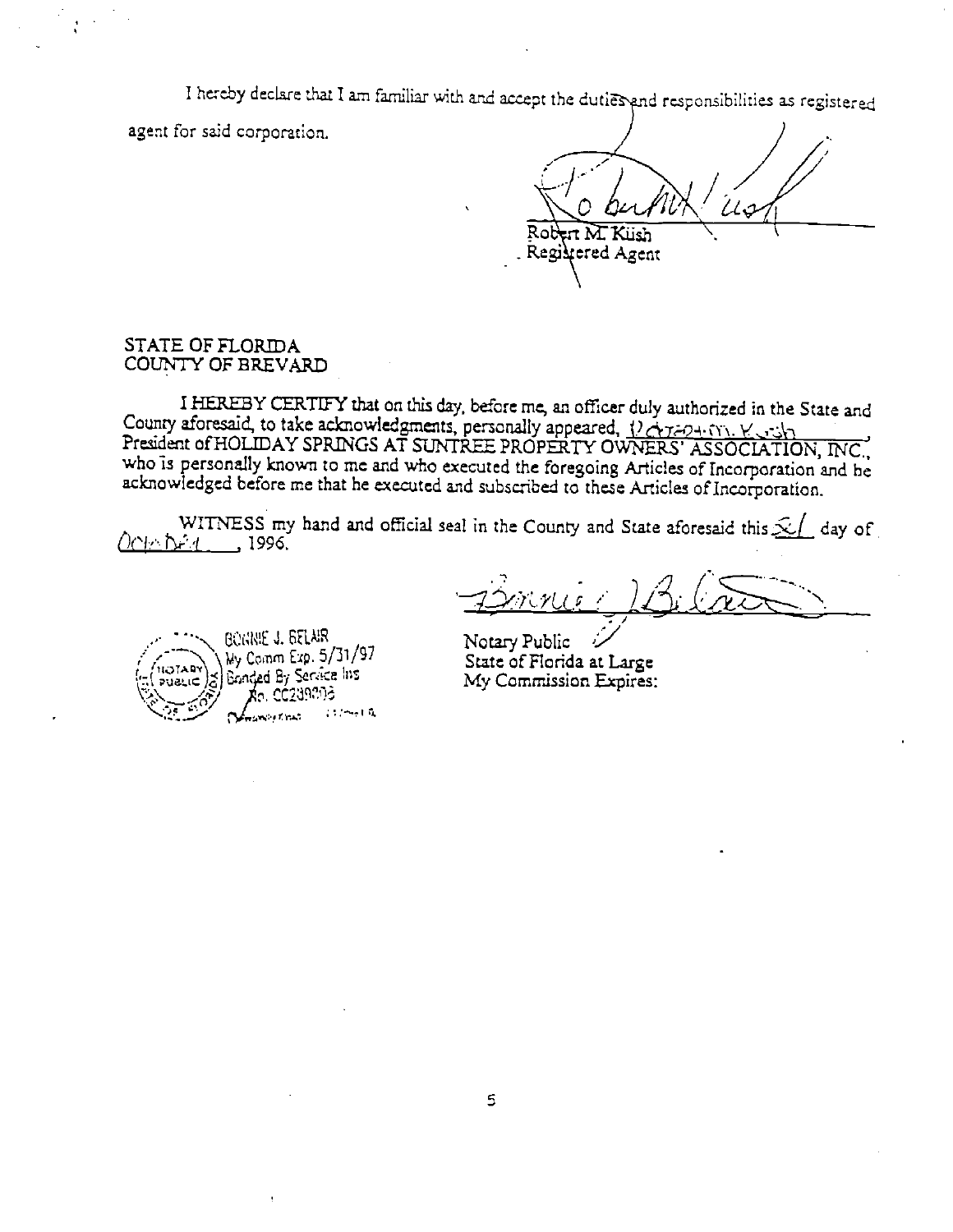I hereby declare that I am familiar with and accept the duties and responsibilities as registered agent for said corporation.

Robert M. Kush
Registered Agent

STATE OF FLORIDA
COUNTY OF BREVARD

I HEREBY CERTIFY that on this day, before me, an officer duly authorized in the State and County aforesaid, to take acknowledgments, personally appeared, Robert M. Kush, President of HOLIDAY SPRINGS AT SUNTREE PROPERTY OWNERS' ASSOCIATION, INC., who is personally known to me and who executed the foregoing Articles of Incorporation and he acknowledged before me that he executed and subscribed to these Articles of Incorporation.

WITNESS my hand and official seal in the County and State aforesaid this 21 day of October, 1996.

BONNIE J. BELAIR
My Comm Exp. 5/31/97
Bonded By Service Ins
No. CC289808

Notary Public
State of Florida at Large
My Commission Expires: